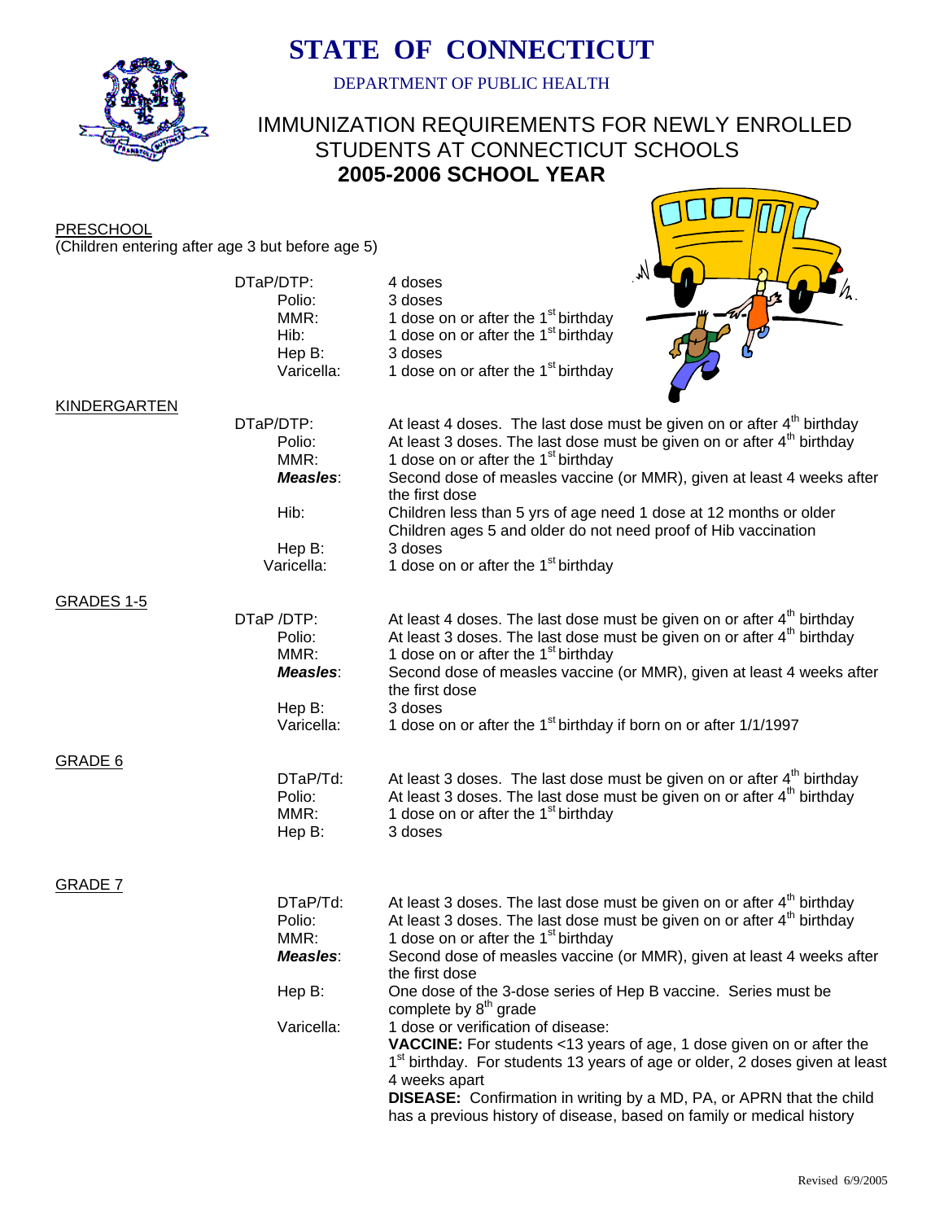# STATE OF CONNECTICUT

DEPARTMENT OF PUBLIC HEALTH

## IMMUNIZATION REQUIREMENTS FOR NEWLY ENROLLED STUDENTS AT CONNECTICUT SCHOOLS

## 2005-2006 SCHOOL YEAR

### PRESCHOOL

(Children entering after age 3 but before age 5)

| | |
|---|---|
| DTaP/DTP: | 4 doses |
| Polio: | 3 doses |
| MMR: | 1 dose on or after the 1st birthday |
| Hib: | 1 dose on or after the 1st birthday |
| Hep B: | 3 doses |
| Varicella: | 1 dose on or after the 1st birthday |

### KINDERGARTEN

| | |
|---|---|
| DTaP/DTP: | At least 4 doses. The last dose must be given on or after 4th birthday |
| Polio: | At least 3 doses. The last dose must be given on or after 4th birthday |
| MMR: | 1 dose on or after the 1st birthday |
| ***Measles***: | Second dose of measles vaccine (or MMR), given at least 4 weeks after the first dose |
| Hib: | Children less than 5 yrs of age need 1 dose at 12 months or older<br>Children ages 5 and older do not need proof of Hib vaccination |
| Hep B: | 3 doses |
| Varicella: | 1 dose on or after the 1st birthday |

### GRADES 1-5

| | |
|---|---|
| DTaP /DTP: | At least 4 doses. The last dose must be given on or after 4th birthday |
| Polio: | At least 3 doses. The last dose must be given on or after 4th birthday |
| MMR: | 1 dose on or after the 1st birthday |
| ***Measles***: | Second dose of measles vaccine (or MMR), given at least 4 weeks after the first dose |
| Hep B: | 3 doses |
| Varicella: | 1 dose on or after the 1st birthday if born on or after 1/1/1997 |

### GRADE 6

| | |
|---|---|
| DTaP/Td: | At least 3 doses. The last dose must be given on or after 4th birthday |
| Polio: | At least 3 doses. The last dose must be given on or after 4th birthday |
| MMR: | 1 dose on or after the 1st birthday |
| Hep B: | 3 doses |

### GRADE 7

| | |
|---|---|
| DTaP/Td: | At least 3 doses. The last dose must be given on or after 4th birthday |
| Polio: | At least 3 doses. The last dose must be given on or after 4th birthday |
| MMR: | 1 dose on or after the 1st birthday |
| ***Measles***: | Second dose of measles vaccine (or MMR), given at least 4 weeks after the first dose |
| Hep B: | One dose of the 3-dose series of Hep B vaccine. Series must be complete by 8th grade |
| Varicella: | 1 dose or verification of disease:<br>**VACCINE:** For students <13 years of age, 1 dose given on or after the 1st birthday. For students 13 years of age or older, 2 doses given at least 4 weeks apart<br>**DISEASE:** Confirmation in writing by a MD, PA, or APRN that the child has a previous history of disease, based on family or medical history |

Revised 6/9/2005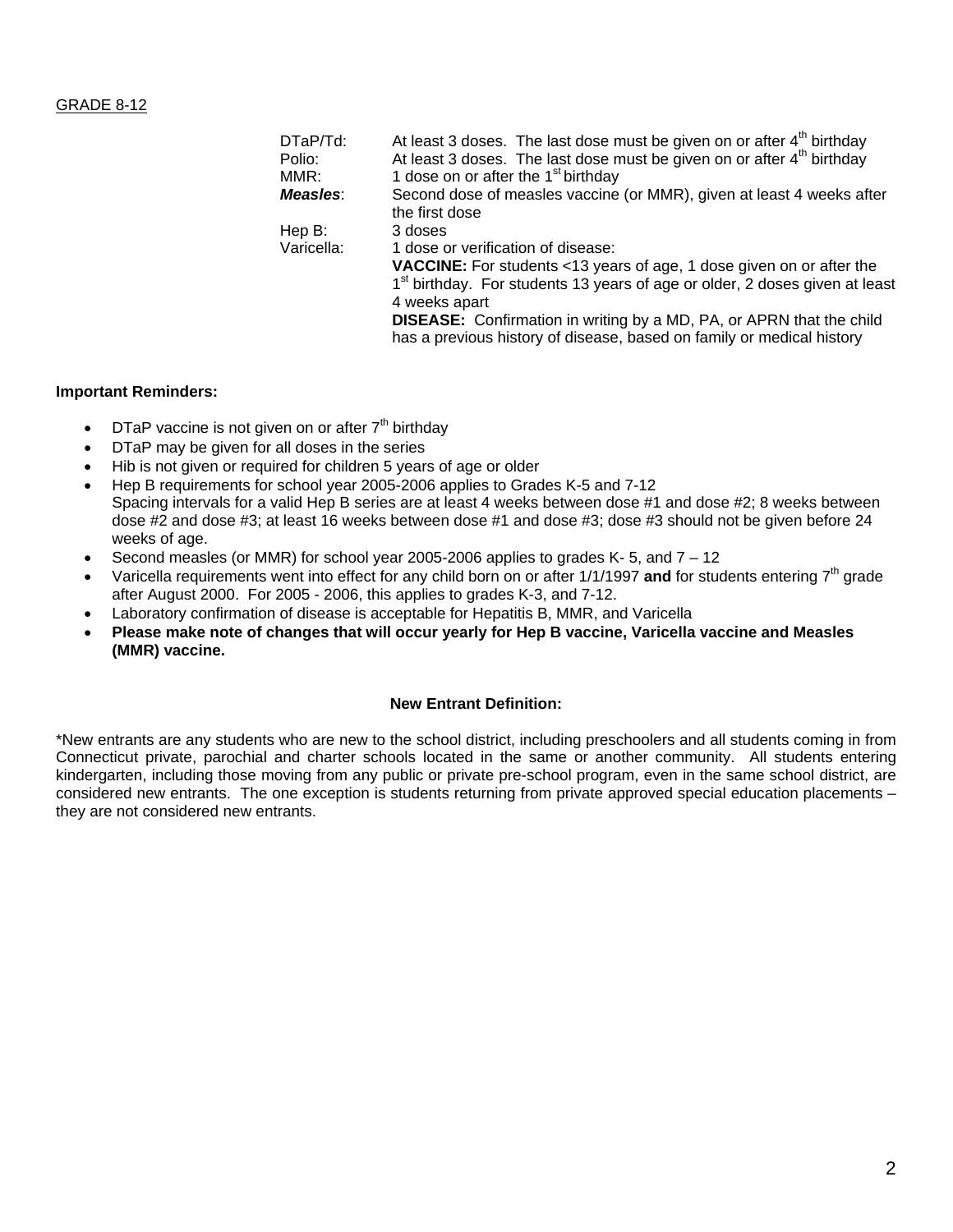GRADE 8-12

| | |
|---|---|
| DTaP/Td: | At least 3 doses. The last dose must be given on or after 4th birthday |
| Polio: | At least 3 doses. The last dose must be given on or after 4th birthday |
| MMR: | 1 dose on or after the 1st birthday |
| ***Measles***: | Second dose of measles vaccine (or MMR), given at least 4 weeks after the first dose |
| Hep B: | 3 doses |
| Varicella: | 1 dose or verification of disease: **VACCINE:** For students <13 years of age, 1 dose given on or after the 1st birthday. For students 13 years of age or older, 2 doses given at least 4 weeks apart **DISEASE:** Confirmation in writing by a MD, PA, or APRN that the child has a previous history of disease, based on family or medical history |

**Important Reminders:**

- DTaP vaccine is not given on or after 7th birthday
- DTaP may be given for all doses in the series
- Hib is not given or required for children 5 years of age or older
- Hep B requirements for school year 2005-2006 applies to Grades K-5 and 7-12
  Spacing intervals for a valid Hep B series are at least 4 weeks between dose #1 and dose #2; 8 weeks between dose #2 and dose #3; at least 16 weeks between dose #1 and dose #3; dose #3 should not be given before 24 weeks of age.
- Second measles (or MMR) for school year 2005-2006 applies to grades K- 5, and 7 – 12
- Varicella requirements went into effect for any child born on or after 1/1/1997 **and** for students entering 7th grade after August 2000. For 2005 - 2006, this applies to grades K-3, and 7-12.
- Laboratory confirmation of disease is acceptable for Hepatitis B, MMR, and Varicella
- **Please make note of changes that will occur yearly for Hep B vaccine, Varicella vaccine and Measles (MMR) vaccine.**

**New Entrant Definition:**

*New entrants are any students who are new to the school district, including preschoolers and all students coming in from Connecticut private, parochial and charter schools located in the same or another community. All students entering kindergarten, including those moving from any public or private pre-school program, even in the same school district, are considered new entrants. The one exception is students returning from private approved special education placements – they are not considered new entrants.